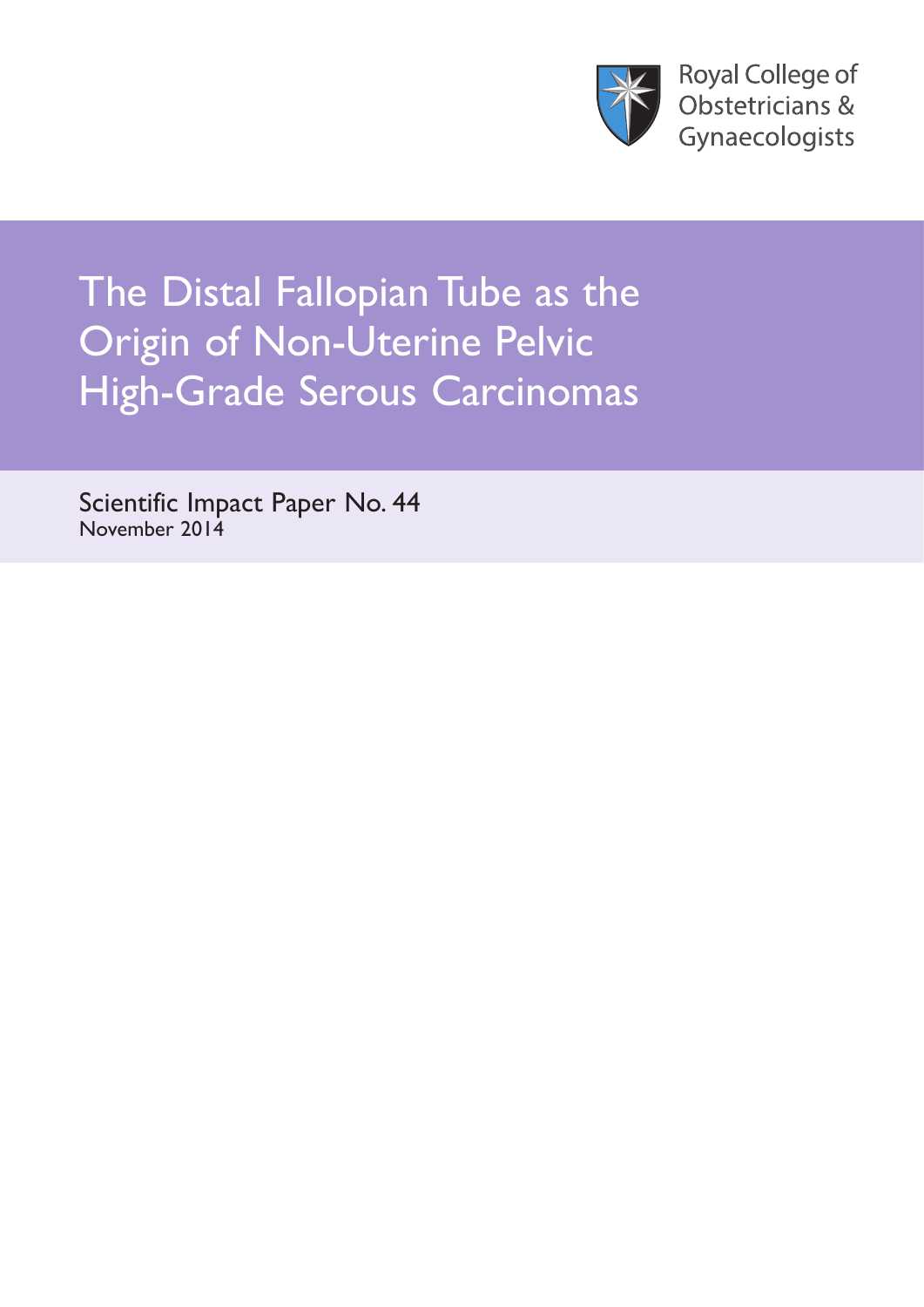Royal College of Obstetricians & Gynaecologists

# The Distal Fallopian Tube as the Origin of Non-Uterine Pelvic High-Grade Serous Carcinomas

Scientific Impact Paper No. 44

November 2014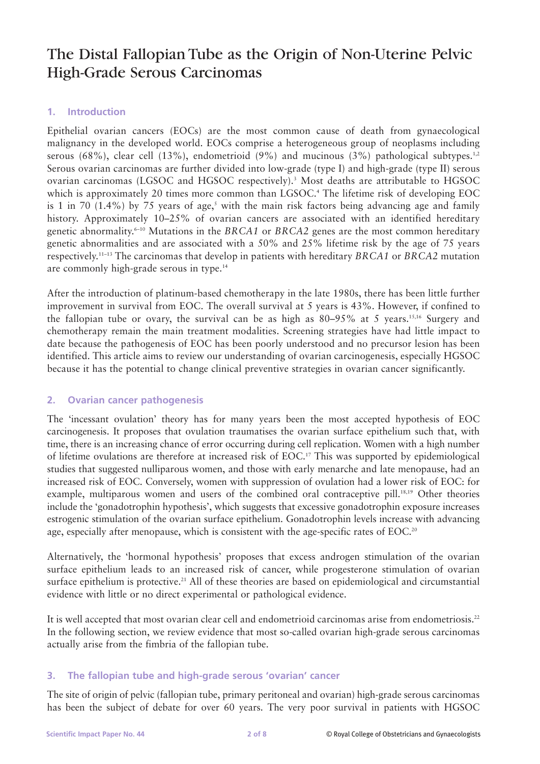# The Distal Fallopian Tube as the Origin of Non-Uterine Pelvic High-Grade Serous Carcinomas

## 1. Introduction

Epithelial ovarian cancers (EOCs) are the most common cause of death from gynaecological malignancy in the developed world. EOCs comprise a heterogeneous group of neoplasms including serous (68%), clear cell (13%), endometrioid (9%) and mucinous (3%) pathological subtypes.[1,2] Serous ovarian carcinomas are further divided into low-grade (type I) and high-grade (type II) serous ovarian carcinomas (LGSOC and HGSOC respectively).[3] Most deaths are attributable to HGSOC which is approximately 20 times more common than LGSOC.[4] The lifetime risk of developing EOC is 1 in 70 (1.4%) by 75 years of age,[5] with the main risk factors being advancing age and family history. Approximately 10–25% of ovarian cancers are associated with an identified hereditary genetic abnormality.[6–10] Mutations in the *BRCA1* or *BRCA2* genes are the most common hereditary genetic abnormalities and are associated with a 50% and 25% lifetime risk by the age of 75 years respectively.[11–13] The carcinomas that develop in patients with hereditary *BRCA1* or *BRCA2* mutation are commonly high-grade serous in type.[14]

After the introduction of platinum-based chemotherapy in the late 1980s, there has been little further improvement in survival from EOC. The overall survival at 5 years is 43%. However, if confined to the fallopian tube or ovary, the survival can be as high as 80–95% at 5 years.[15,16] Surgery and chemotherapy remain the main treatment modalities. Screening strategies have had little impact to date because the pathogenesis of EOC has been poorly understood and no precursor lesion has been identified. This article aims to review our understanding of ovarian carcinogenesis, especially HGSOC because it has the potential to change clinical preventive strategies in ovarian cancer significantly.

## 2. Ovarian cancer pathogenesis

The 'incessant ovulation' theory has for many years been the most accepted hypothesis of EOC carcinogenesis. It proposes that ovulation traumatises the ovarian surface epithelium such that, with time, there is an increasing chance of error occurring during cell replication. Women with a high number of lifetime ovulations are therefore at increased risk of EOC.[17] This was supported by epidemiological studies that suggested nulliparous women, and those with early menarche and late menopause, had an increased risk of EOC. Conversely, women with suppression of ovulation had a lower risk of EOC: for example, multiparous women and users of the combined oral contraceptive pill.[18,19] Other theories include the 'gonadotrophin hypothesis', which suggests that excessive gonadotrophin exposure increases estrogenic stimulation of the ovarian surface epithelium. Gonadotrophin levels increase with advancing age, especially after menopause, which is consistent with the age-specific rates of EOC.[20]

Alternatively, the 'hormonal hypothesis' proposes that excess androgen stimulation of the ovarian surface epithelium leads to an increased risk of cancer, while progesterone stimulation of ovarian surface epithelium is protective.[21] All of these theories are based on epidemiological and circumstantial evidence with little or no direct experimental or pathological evidence.

It is well accepted that most ovarian clear cell and endometrioid carcinomas arise from endometriosis.[22] In the following section, we review evidence that most so-called ovarian high-grade serous carcinomas actually arise from the fimbria of the fallopian tube.

## 3. The fallopian tube and high-grade serous 'ovarian' cancer

The site of origin of pelvic (fallopian tube, primary peritoneal and ovarian) high-grade serous carcinomas has been the subject of debate for over 60 years. The very poor survival in patients with HGSOC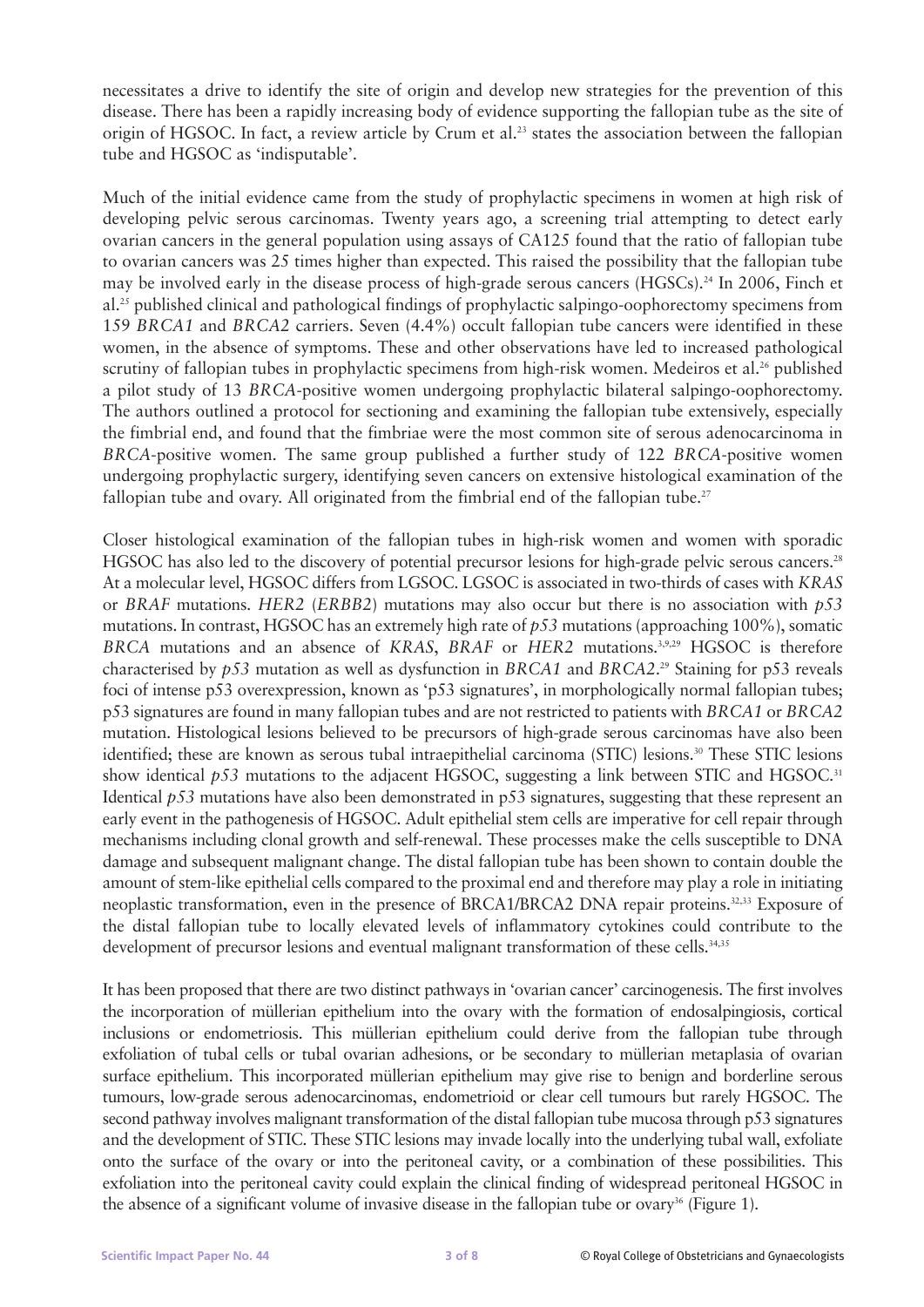necessitates a drive to identify the site of origin and develop new strategies for the prevention of this disease. There has been a rapidly increasing body of evidence supporting the fallopian tube as the site of origin of HGSOC. In fact, a review article by Crum et al.[23] states the association between the fallopian tube and HGSOC as 'indisputable'.

Much of the initial evidence came from the study of prophylactic specimens in women at high risk of developing pelvic serous carcinomas. Twenty years ago, a screening trial attempting to detect early ovarian cancers in the general population using assays of CA125 found that the ratio of fallopian tube to ovarian cancers was 25 times higher than expected. This raised the possibility that the fallopian tube may be involved early in the disease process of high-grade serous cancers (HGSCs).[24] In 2006, Finch et al.[25] published clinical and pathological findings of prophylactic salpingo-oophorectomy specimens from 159 *BRCA1* and *BRCA2* carriers. Seven (4.4%) occult fallopian tube cancers were identified in these women, in the absence of symptoms. These and other observations have led to increased pathological scrutiny of fallopian tubes in prophylactic specimens from high-risk women. Medeiros et al.[26] published a pilot study of 13 *BRCA*-positive women undergoing prophylactic bilateral salpingo-oophorectomy. The authors outlined a protocol for sectioning and examining the fallopian tube extensively, especially the fimbrial end, and found that the fimbriae were the most common site of serous adenocarcinoma in *BRCA*-positive women. The same group published a further study of 122 *BRCA*-positive women undergoing prophylactic surgery, identifying seven cancers on extensive histological examination of the fallopian tube and ovary. All originated from the fimbrial end of the fallopian tube.[27]

Closer histological examination of the fallopian tubes in high-risk women and women with sporadic HGSOC has also led to the discovery of potential precursor lesions for high-grade pelvic serous cancers.[28] At a molecular level, HGSOC differs from LGSOC. LGSOC is associated in two-thirds of cases with *KRAS* or *BRAF* mutations. *HER2* (*ERBB2*) mutations may also occur but there is no association with *p53* mutations. In contrast, HGSOC has an extremely high rate of *p53* mutations (approaching 100%), somatic *BRCA* mutations and an absence of *KRAS*, *BRAF* or *HER2* mutations.[3,9,29] HGSOC is therefore characterised by *p53* mutation as well as dysfunction in *BRCA1* and *BRCA2*.[29] Staining for p53 reveals foci of intense p53 overexpression, known as 'p53 signatures', in morphologically normal fallopian tubes; p53 signatures are found in many fallopian tubes and are not restricted to patients with *BRCA1* or *BRCA2* mutation. Histological lesions believed to be precursors of high-grade serous carcinomas have also been identified; these are known as serous tubal intraepithelial carcinoma (STIC) lesions.[30] These STIC lesions show identical *p53* mutations to the adjacent HGSOC, suggesting a link between STIC and HGSOC.[31] Identical *p53* mutations have also been demonstrated in p53 signatures, suggesting that these represent an early event in the pathogenesis of HGSOC. Adult epithelial stem cells are imperative for cell repair through mechanisms including clonal growth and self-renewal. These processes make the cells susceptible to DNA damage and subsequent malignant change. The distal fallopian tube has been shown to contain double the amount of stem-like epithelial cells compared to the proximal end and therefore may play a role in initiating neoplastic transformation, even in the presence of BRCA1/BRCA2 DNA repair proteins.[32,33] Exposure of the distal fallopian tube to locally elevated levels of inflammatory cytokines could contribute to the development of precursor lesions and eventual malignant transformation of these cells.[34,35]

It has been proposed that there are two distinct pathways in 'ovarian cancer' carcinogenesis. The first involves the incorporation of müllerian epithelium into the ovary with the formation of endosalpingiosis, cortical inclusions or endometriosis. This müllerian epithelium could derive from the fallopian tube through exfoliation of tubal cells or tubal ovarian adhesions, or be secondary to müllerian metaplasia of ovarian surface epithelium. This incorporated müllerian epithelium may give rise to benign and borderline serous tumours, low-grade serous adenocarcinomas, endometrioid or clear cell tumours but rarely HGSOC. The second pathway involves malignant transformation of the distal fallopian tube mucosa through p53 signatures and the development of STIC. These STIC lesions may invade locally into the underlying tubal wall, exfoliate onto the surface of the ovary or into the peritoneal cavity, or a combination of these possibilities. This exfoliation into the peritoneal cavity could explain the clinical finding of widespread peritoneal HGSOC in the absence of a significant volume of invasive disease in the fallopian tube or ovary[36] (Figure 1).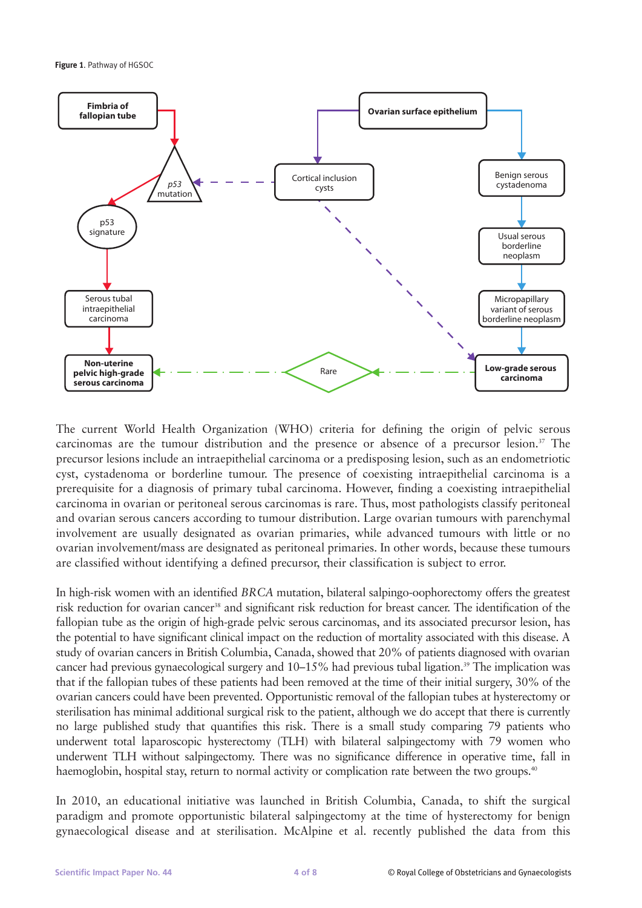**Figure 1**. Pathway of HGSOC

The current World Health Organization (WHO) criteria for defining the origin of pelvic serous carcinomas are the tumour distribution and the presence or absence of a precursor lesion.[37] The precursor lesions include an intraepithelial carcinoma or a predisposing lesion, such as an endometriotic cyst, cystadenoma or borderline tumour. The presence of coexisting intraepithelial carcinoma is a prerequisite for a diagnosis of primary tubal carcinoma. However, finding a coexisting intraepithelial carcinoma in ovarian or peritoneal serous carcinomas is rare. Thus, most pathologists classify peritoneal and ovarian serous cancers according to tumour distribution. Large ovarian tumours with parenchymal involvement are usually designated as ovarian primaries, while advanced tumours with little or no ovarian involvement/mass are designated as peritoneal primaries. In other words, because these tumours are classified without identifying a defined precursor, their classification is subject to error.

In high-risk women with an identified *BRCA* mutation, bilateral salpingo-oophorectomy offers the greatest risk reduction for ovarian cancer[38] and significant risk reduction for breast cancer. The identification of the fallopian tube as the origin of high-grade pelvic serous carcinomas, and its associated precursor lesion, has the potential to have significant clinical impact on the reduction of mortality associated with this disease. A study of ovarian cancers in British Columbia, Canada, showed that 20% of patients diagnosed with ovarian cancer had previous gynaecological surgery and 10–15% had previous tubal ligation.[39] The implication was that if the fallopian tubes of these patients had been removed at the time of their initial surgery, 30% of the ovarian cancers could have been prevented. Opportunistic removal of the fallopian tubes at hysterectomy or sterilisation has minimal additional surgical risk to the patient, although we do accept that there is currently no large published study that quantifies this risk. There is a small study comparing 79 patients who underwent total laparoscopic hysterectomy (TLH) with bilateral salpingectomy with 79 women who underwent TLH without salpingectomy. There was no significance difference in operative time, fall in haemoglobin, hospital stay, return to normal activity or complication rate between the two groups.[40]

In 2010, an educational initiative was launched in British Columbia, Canada, to shift the surgical paradigm and promote opportunistic bilateral salpingectomy at the time of hysterectomy for benign gynaecological disease and at sterilisation. McAlpine et al. recently published the data from this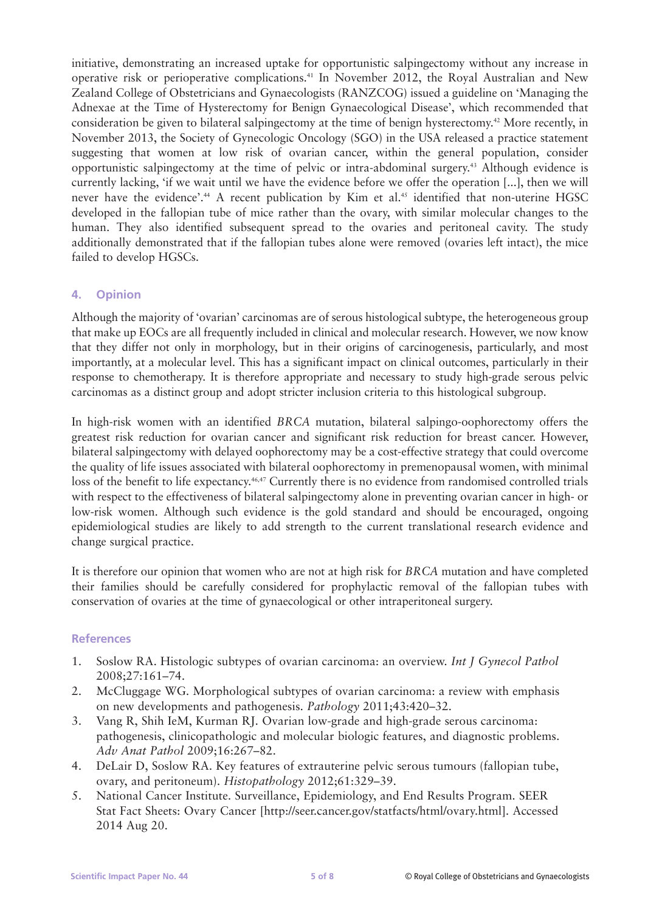initiative, demonstrating an increased uptake for opportunistic salpingectomy without any increase in operative risk or perioperative complications.[41] In November 2012, the Royal Australian and New Zealand College of Obstetricians and Gynaecologists (RANZCOG) issued a guideline on 'Managing the Adnexae at the Time of Hysterectomy for Benign Gynaecological Disease', which recommended that consideration be given to bilateral salpingectomy at the time of benign hysterectomy.[42] More recently, in November 2013, the Society of Gynecologic Oncology (SGO) in the USA released a practice statement suggesting that women at low risk of ovarian cancer, within the general population, consider opportunistic salpingectomy at the time of pelvic or intra-abdominal surgery.[43] Although evidence is currently lacking, 'if we wait until we have the evidence before we offer the operation [...], then we will never have the evidence'.[44] A recent publication by Kim et al.[45] identified that non-uterine HGSC developed in the fallopian tube of mice rather than the ovary, with similar molecular changes to the human. They also identified subsequent spread to the ovaries and peritoneal cavity. The study additionally demonstrated that if the fallopian tubes alone were removed (ovaries left intact), the mice failed to develop HGSCs.

## 4. Opinion

Although the majority of 'ovarian' carcinomas are of serous histological subtype, the heterogeneous group that make up EOCs are all frequently included in clinical and molecular research. However, we now know that they differ not only in morphology, but in their origins of carcinogenesis, particularly, and most importantly, at a molecular level. This has a significant impact on clinical outcomes, particularly in their response to chemotherapy. It is therefore appropriate and necessary to study high-grade serous pelvic carcinomas as a distinct group and adopt stricter inclusion criteria to this histological subgroup.

In high-risk women with an identified *BRCA* mutation, bilateral salpingo-oophorectomy offers the greatest risk reduction for ovarian cancer and significant risk reduction for breast cancer. However, bilateral salpingectomy with delayed oophorectomy may be a cost-effective strategy that could overcome the quality of life issues associated with bilateral oophorectomy in premenopausal women, with minimal loss of the benefit to life expectancy.[46,47] Currently there is no evidence from randomised controlled trials with respect to the effectiveness of bilateral salpingectomy alone in preventing ovarian cancer in high- or low-risk women. Although such evidence is the gold standard and should be encouraged, ongoing epidemiological studies are likely to add strength to the current translational research evidence and change surgical practice.

It is therefore our opinion that women who are not at high risk for *BRCA* mutation and have completed their families should be carefully considered for prophylactic removal of the fallopian tubes with conservation of ovaries at the time of gynaecological or other intraperitoneal surgery.

## References

1. Soslow RA. Histologic subtypes of ovarian carcinoma: an overview. *Int J Gynecol Pathol* 2008;27:161–74.
2. McCluggage WG. Morphological subtypes of ovarian carcinoma: a review with emphasis on new developments and pathogenesis. *Pathology* 2011;43:420–32.
3. Vang R, Shih IeM, Kurman RJ. Ovarian low-grade and high-grade serous carcinoma: pathogenesis, clinicopathologic and molecular biologic features, and diagnostic problems. *Adv Anat Pathol* 2009;16:267–82.
4. DeLair D, Soslow RA. Key features of extrauterine pelvic serous tumours (fallopian tube, ovary, and peritoneum). *Histopathology* 2012;61:329–39.
5. National Cancer Institute. Surveillance, Epidemiology, and End Results Program. SEER Stat Fact Sheets: Ovary Cancer [http://seer.cancer.gov/statfacts/html/ovary.html]. Accessed 2014 Aug 20.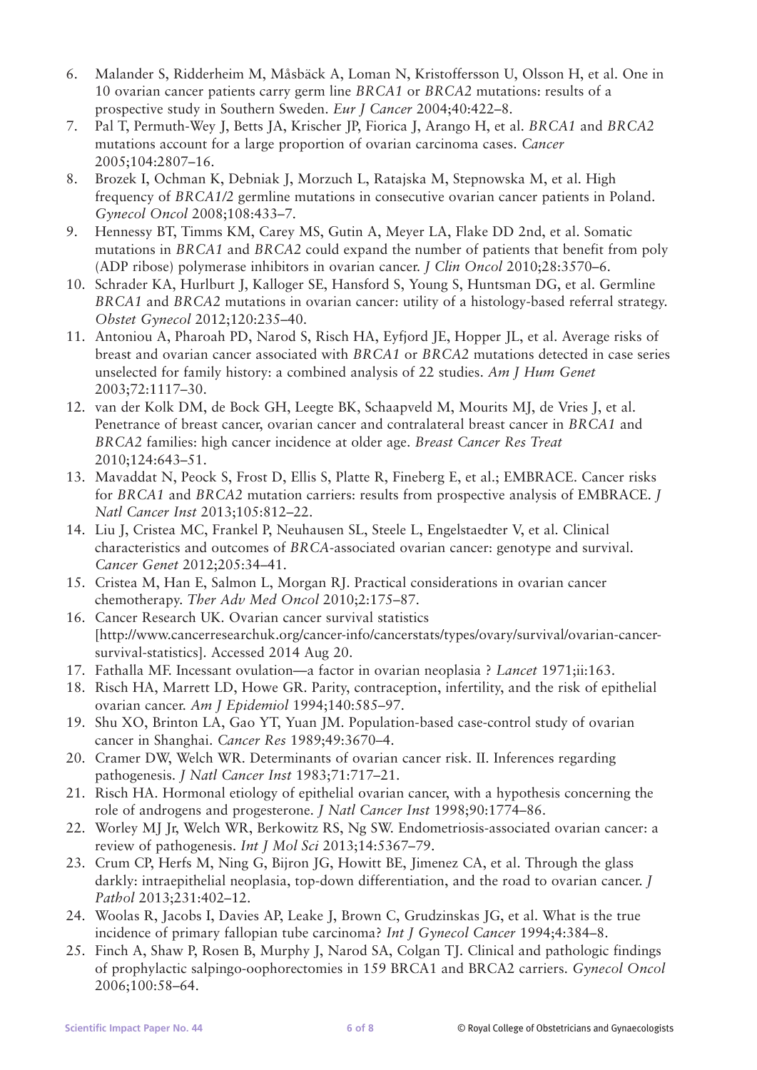6. Malander S, Ridderheim M, Måsbäck A, Loman N, Kristoffersson U, Olsson H, et al. One in 10 ovarian cancer patients carry germ line *BRCA1* or *BRCA2* mutations: results of a prospective study in Southern Sweden. *Eur J Cancer* 2004;40:422–8.
7. Pal T, Permuth-Wey J, Betts JA, Krischer JP, Fiorica J, Arango H, et al. *BRCA1* and *BRCA2* mutations account for a large proportion of ovarian carcinoma cases. *Cancer* 2005;104:2807–16.
8. Brozek I, Ochman K, Debniak J, Morzuch L, Ratajska M, Stepnowska M, et al. High frequency of *BRCA1/2* germline mutations in consecutive ovarian cancer patients in Poland. *Gynecol Oncol* 2008;108:433–7.
9. Hennessy BT, Timms KM, Carey MS, Gutin A, Meyer LA, Flake DD 2nd, et al. Somatic mutations in *BRCA1* and *BRCA2* could expand the number of patients that benefit from poly (ADP ribose) polymerase inhibitors in ovarian cancer. *J Clin Oncol* 2010;28:3570–6.
10. Schrader KA, Hurlburt J, Kalloger SE, Hansford S, Young S, Huntsman DG, et al. Germline *BRCA1* and *BRCA2* mutations in ovarian cancer: utility of a histology-based referral strategy. *Obstet Gynecol* 2012;120:235–40.
11. Antoniou A, Pharoah PD, Narod S, Risch HA, Eyfjord JE, Hopper JL, et al. Average risks of breast and ovarian cancer associated with *BRCA1* or *BRCA2* mutations detected in case series unselected for family history: a combined analysis of 22 studies. *Am J Hum Genet* 2003;72:1117–30.
12. van der Kolk DM, de Bock GH, Leegte BK, Schaapveld M, Mourits MJ, de Vries J, et al. Penetrance of breast cancer, ovarian cancer and contralateral breast cancer in *BRCA1* and *BRCA2* families: high cancer incidence at older age. *Breast Cancer Res Treat* 2010;124:643–51.
13. Mavaddat N, Peock S, Frost D, Ellis S, Platte R, Fineberg E, et al.; EMBRACE. Cancer risks for *BRCA1* and *BRCA2* mutation carriers: results from prospective analysis of EMBRACE. *J Natl Cancer Inst* 2013;105:812–22.
14. Liu J, Cristea MC, Frankel P, Neuhausen SL, Steele L, Engelstaedter V, et al. Clinical characteristics and outcomes of *BRCA*-associated ovarian cancer: genotype and survival. *Cancer Genet* 2012;205:34–41.
15. Cristea M, Han E, Salmon L, Morgan RJ. Practical considerations in ovarian cancer chemotherapy. *Ther Adv Med Oncol* 2010;2:175–87.
16. Cancer Research UK. Ovarian cancer survival statistics [http://www.cancerresearchuk.org/cancer-info/cancerstats/types/ovary/survival/ovarian-cancer-survival-statistics]. Accessed 2014 Aug 20.
17. Fathalla MF. Incessant ovulation—a factor in ovarian neoplasia ? *Lancet* 1971;ii:163.
18. Risch HA, Marrett LD, Howe GR. Parity, contraception, infertility, and the risk of epithelial ovarian cancer. *Am J Epidemiol* 1994;140:585–97.
19. Shu XO, Brinton LA, Gao YT, Yuan JM. Population-based case-control study of ovarian cancer in Shanghai. *Cancer Res* 1989;49:3670–4.
20. Cramer DW, Welch WR. Determinants of ovarian cancer risk. II. Inferences regarding pathogenesis. *J Natl Cancer Inst* 1983;71:717–21.
21. Risch HA. Hormonal etiology of epithelial ovarian cancer, with a hypothesis concerning the role of androgens and progesterone. *J Natl Cancer Inst* 1998;90:1774–86.
22. Worley MJ Jr, Welch WR, Berkowitz RS, Ng SW. Endometriosis-associated ovarian cancer: a review of pathogenesis. *Int J Mol Sci* 2013;14:5367–79.
23. Crum CP, Herfs M, Ning G, Bijron JG, Howitt BE, Jimenez CA, et al. Through the glass darkly: intraepithelial neoplasia, top-down differentiation, and the road to ovarian cancer. *J Pathol* 2013;231:402–12.
24. Woolas R, Jacobs I, Davies AP, Leake J, Brown C, Grudzinskas JG, et al. What is the true incidence of primary fallopian tube carcinoma? *Int J Gynecol Cancer* 1994;4:384–8.
25. Finch A, Shaw P, Rosen B, Murphy J, Narod SA, Colgan TJ. Clinical and pathologic findings of prophylactic salpingo-oophorectomies in 159 BRCA1 and BRCA2 carriers. *Gynecol Oncol* 2006;100:58–64.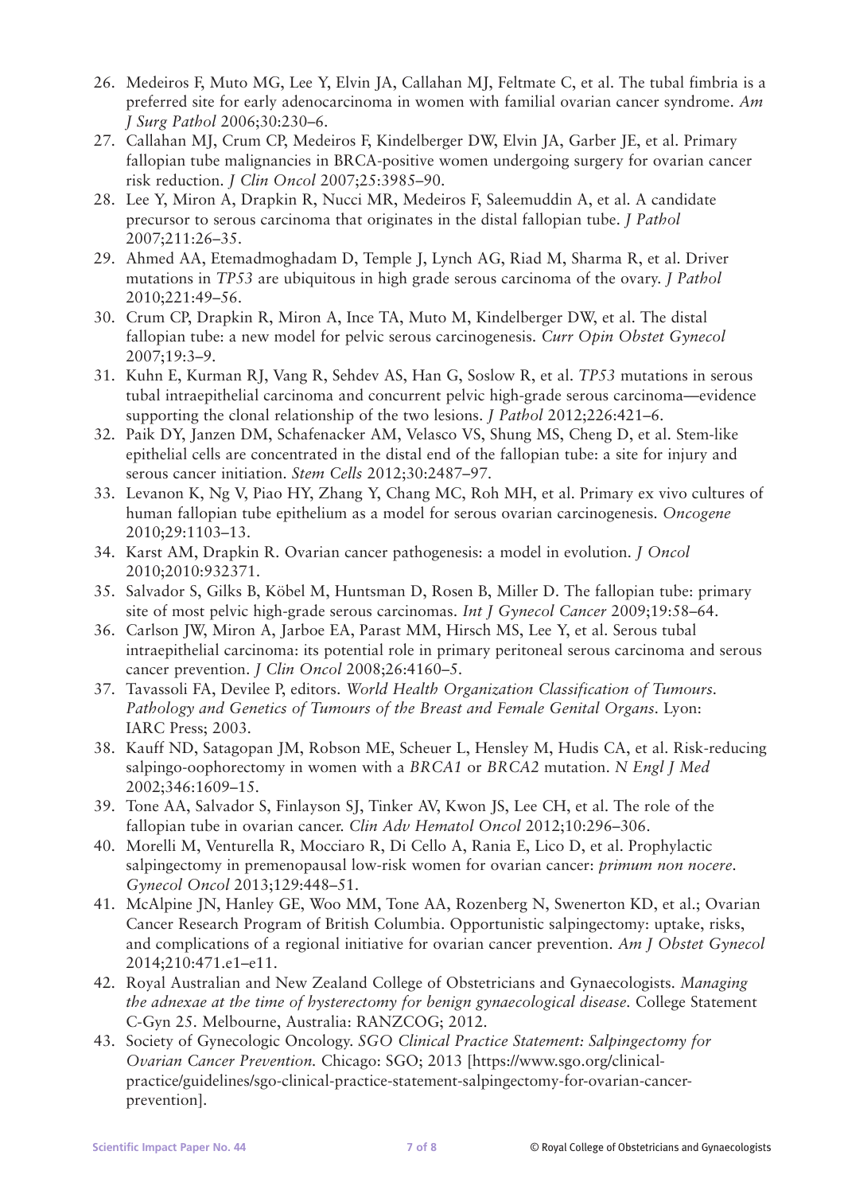26. Medeiros F, Muto MG, Lee Y, Elvin JA, Callahan MJ, Feltmate C, et al. The tubal fimbria is a preferred site for early adenocarcinoma in women with familial ovarian cancer syndrome. *Am J Surg Pathol* 2006;30:230–6.
27. Callahan MJ, Crum CP, Medeiros F, Kindelberger DW, Elvin JA, Garber JE, et al. Primary fallopian tube malignancies in BRCA-positive women undergoing surgery for ovarian cancer risk reduction. *J Clin Oncol* 2007;25:3985–90.
28. Lee Y, Miron A, Drapkin R, Nucci MR, Medeiros F, Saleemuddin A, et al. A candidate precursor to serous carcinoma that originates in the distal fallopian tube. *J Pathol* 2007;211:26–35.
29. Ahmed AA, Etemadmoghadam D, Temple J, Lynch AG, Riad M, Sharma R, et al. Driver mutations in *TP53* are ubiquitous in high grade serous carcinoma of the ovary. *J Pathol* 2010;221:49–56.
30. Crum CP, Drapkin R, Miron A, Ince TA, Muto M, Kindelberger DW, et al. The distal fallopian tube: a new model for pelvic serous carcinogenesis. *Curr Opin Obstet Gynecol* 2007;19:3–9.
31. Kuhn E, Kurman RJ, Vang R, Sehdev AS, Han G, Soslow R, et al. *TP53* mutations in serous tubal intraepithelial carcinoma and concurrent pelvic high-grade serous carcinoma—evidence supporting the clonal relationship of the two lesions. *J Pathol* 2012;226:421–6.
32. Paik DY, Janzen DM, Schafenacker AM, Velasco VS, Shung MS, Cheng D, et al. Stem-like epithelial cells are concentrated in the distal end of the fallopian tube: a site for injury and serous cancer initiation. *Stem Cells* 2012;30:2487–97.
33. Levanon K, Ng V, Piao HY, Zhang Y, Chang MC, Roh MH, et al. Primary ex vivo cultures of human fallopian tube epithelium as a model for serous ovarian carcinogenesis. *Oncogene* 2010;29:1103–13.
34. Karst AM, Drapkin R. Ovarian cancer pathogenesis: a model in evolution. *J Oncol* 2010;2010:932371.
35. Salvador S, Gilks B, Köbel M, Huntsman D, Rosen B, Miller D. The fallopian tube: primary site of most pelvic high-grade serous carcinomas. *Int J Gynecol Cancer* 2009;19:58–64.
36. Carlson JW, Miron A, Jarboe EA, Parast MM, Hirsch MS, Lee Y, et al. Serous tubal intraepithelial carcinoma: its potential role in primary peritoneal serous carcinoma and serous cancer prevention. *J Clin Oncol* 2008;26:4160–5.
37. Tavassoli FA, Devilee P, editors. *World Health Organization Classification of Tumours. Pathology and Genetics of Tumours of the Breast and Female Genital Organs*. Lyon: IARC Press; 2003.
38. Kauff ND, Satagopan JM, Robson ME, Scheuer L, Hensley M, Hudis CA, et al. Risk-reducing salpingo-oophorectomy in women with a *BRCA1* or *BRCA2* mutation. *N Engl J Med* 2002;346:1609–15.
39. Tone AA, Salvador S, Finlayson SJ, Tinker AV, Kwon JS, Lee CH, et al. The role of the fallopian tube in ovarian cancer. *Clin Adv Hematol Oncol* 2012;10:296–306.
40. Morelli M, Venturella R, Mocciaro R, Di Cello A, Rania E, Lico D, et al. Prophylactic salpingectomy in premenopausal low-risk women for ovarian cancer: *primum non nocere*. *Gynecol Oncol* 2013;129:448–51.
41. McAlpine JN, Hanley GE, Woo MM, Tone AA, Rozenberg N, Swenerton KD, et al.; Ovarian Cancer Research Program of British Columbia. Opportunistic salpingectomy: uptake, risks, and complications of a regional initiative for ovarian cancer prevention. *Am J Obstet Gynecol* 2014;210:471.e1–e11.
42. Royal Australian and New Zealand College of Obstetricians and Gynaecologists. *Managing the adnexae at the time of hysterectomy for benign gynaecological disease.* College Statement C-Gyn 25. Melbourne, Australia: RANZCOG; 2012.
43. Society of Gynecologic Oncology. *SGO Clinical Practice Statement: Salpingectomy for Ovarian Cancer Prevention.* Chicago: SGO; 2013 [https://www.sgo.org/clinical-practice/guidelines/sgo-clinical-practice-statement-salpingectomy-for-ovarian-cancer-prevention].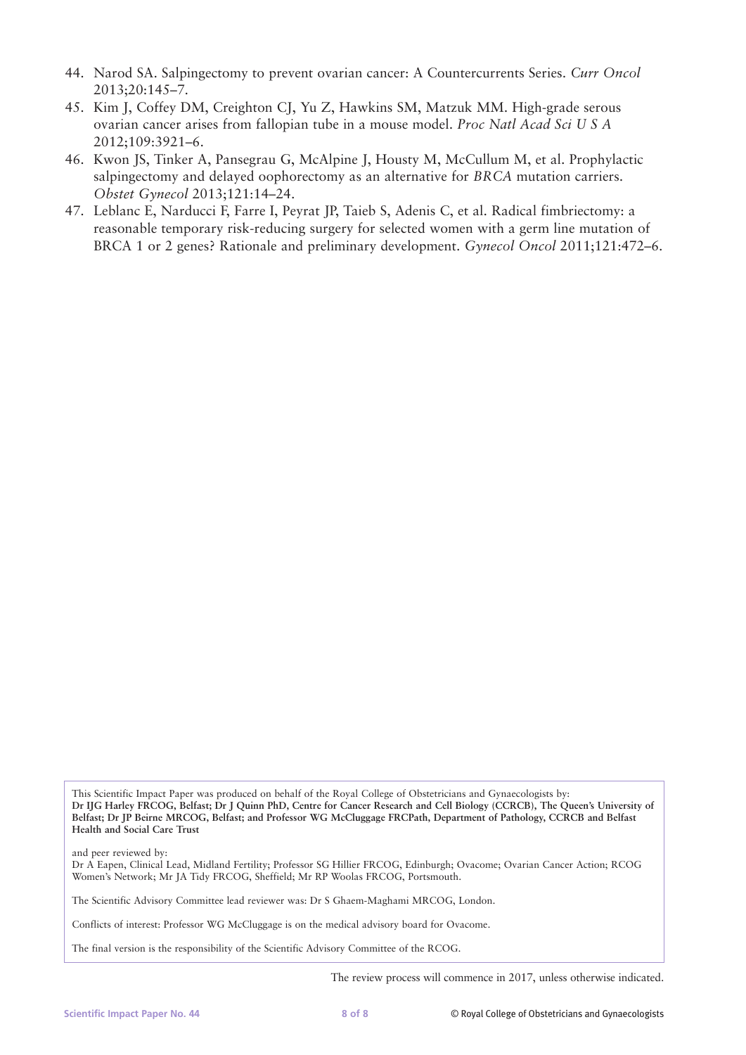44. Narod SA. Salpingectomy to prevent ovarian cancer: A Countercurrents Series. *Curr Oncol* 2013;20:145–7.
45. Kim J, Coffey DM, Creighton CJ, Yu Z, Hawkins SM, Matzuk MM. High-grade serous ovarian cancer arises from fallopian tube in a mouse model. *Proc Natl Acad Sci U S A* 2012;109:3921–6.
46. Kwon JS, Tinker A, Pansegrau G, McAlpine J, Housty M, McCullum M, et al. Prophylactic salpingectomy and delayed oophorectomy as an alternative for *BRCA* mutation carriers. *Obstet Gynecol* 2013;121:14–24.
47. Leblanc E, Narducci F, Farre I, Peyrat JP, Taieb S, Adenis C, et al. Radical fimbriectomy: a reasonable temporary risk-reducing surgery for selected women with a germ line mutation of BRCA 1 or 2 genes? Rationale and preliminary development. *Gynecol Oncol* 2011;121:472–6.

This Scientific Impact Paper was produced on behalf of the Royal College of Obstetricians and Gynaecologists by:
**Dr IJG Harley FRCOG, Belfast; Dr J Quinn PhD, Centre for Cancer Research and Cell Biology (CCRCB), The Queen's University of Belfast; Dr JP Beirne MRCOG, Belfast; and Professor WG McCluggage FRCPath, Department of Pathology, CCRCB and Belfast Health and Social Care Trust**

and peer reviewed by:
Dr A Eapen, Clinical Lead, Midland Fertility; Professor SG Hillier FRCOG, Edinburgh; Ovacome; Ovarian Cancer Action; RCOG Women's Network; Mr JA Tidy FRCOG, Sheffield; Mr RP Woolas FRCOG, Portsmouth.

The Scientific Advisory Committee lead reviewer was: Dr S Ghaem-Maghami MRCOG, London.

Conflicts of interest: Professor WG McCluggage is on the medical advisory board for Ovacome.

The final version is the responsibility of the Scientific Advisory Committee of the RCOG.

The review process will commence in 2017, unless otherwise indicated.